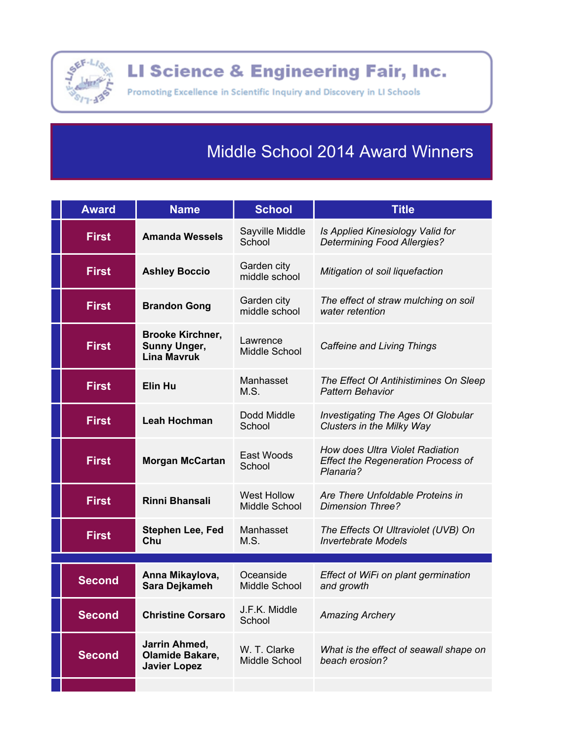# LI Science & Engineering Fair, Inc.

Promoting Excellence in Scientific Inquiry and Discovery in LI Schools

## Middle School 2014 Award Winners

| Award | Name | School | Title |
|---|---|---|---|
| First | **Amanda Wessels** | Sayville Middle School | *Is Applied Kinesiology Valid for Determining Food Allergies?* |
| First | **Ashley Boccio** | Garden city middle school | *Mitigation of soil liquefaction* |
| First | **Brandon Gong** | Garden city middle school | *The effect of straw mulching on soil water retention* |
| First | **Brooke Kirchner, Sunny Unger, Lina Mavruk** | Lawrence Middle School | *Caffeine and Living Things* |
| First | **Elin Hu** | Manhasset M.S. | *The Effect Of Antihistimines On Sleep Pattern Behavior* |
| First | **Leah Hochman** | Dodd Middle School | *Investigating The Ages Of Globular Clusters in the Milky Way* |
| First | **Morgan McCartan** | East Woods School | *How does Ultra Violet Radiation Effect the Regeneration Process of Planaria?* |
| First | **Rinni Bhansali** | West Hollow Middle School | *Are There Unfoldable Proteins in Dimension Three?* |
| First | **Stephen Lee, Fed Chu** | Manhasset M.S. | *The Effects Of Ultraviolet (UVB) On Invertebrate Models* |
| Second | **Anna Mikaylova, Sara Dejkameh** | Oceanside Middle School | *Effect of WiFi on plant germination and growth* |
| Second | **Christine Corsaro** | J.F.K. Middle School | *Amazing Archery* |
| Second | **Jarrin Ahmed, Olamide Bakare, Javier Lopez** | W. T. Clarke Middle School | *What is the effect of seawall shape on beach erosion?* |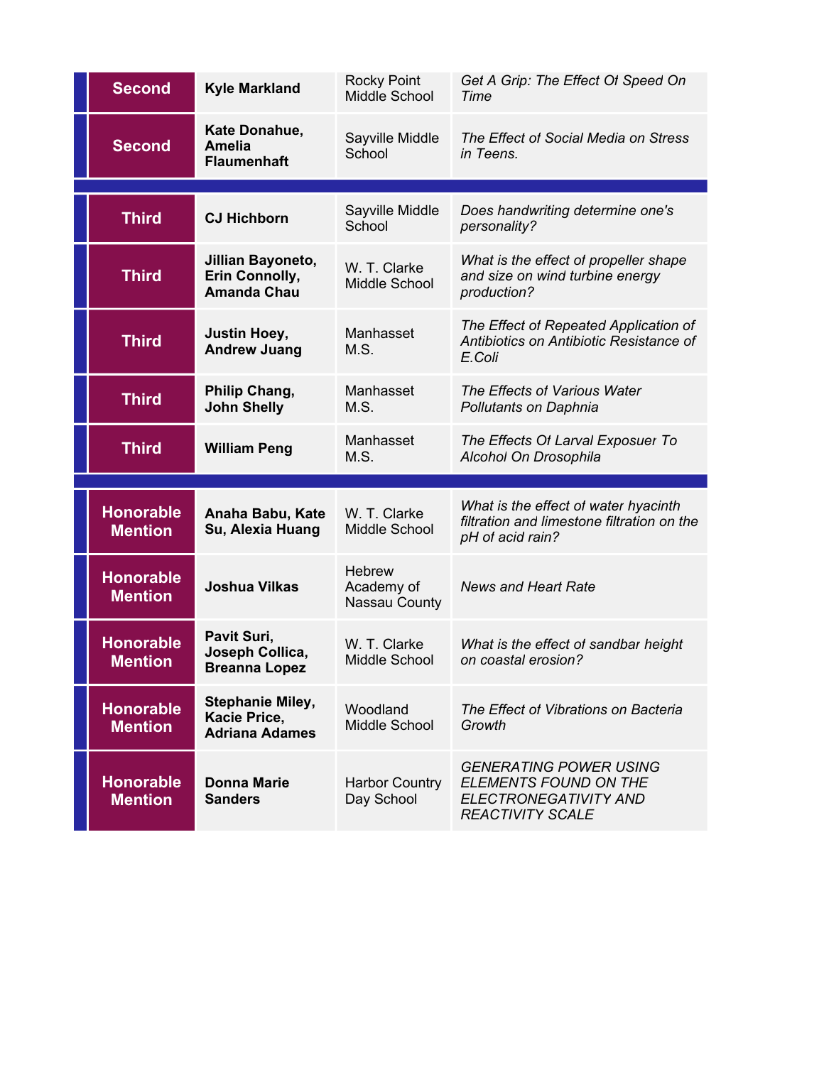| | | | |
|---|---|---|---|
| **Second** | **Kyle Markland** | Rocky Point Middle School | *Get A Grip: The Effect Of Speed On Time* |
| **Second** | **Kate Donahue, Amelia Flaumenhaft** | Sayville Middle School | *The Effect of Social Media on Stress in Teens.* |
| **Third** | **CJ Hichborn** | Sayville Middle School | *Does handwriting determine one's personality?* |
| **Third** | **Jillian Bayoneto, Erin Connolly, Amanda Chau** | W. T. Clarke Middle School | *What is the effect of propeller shape and size on wind turbine energy production?* |
| **Third** | **Justin Hoey, Andrew Juang** | Manhasset M.S. | *The Effect of Repeated Application of Antibiotics on Antibiotic Resistance of E.Coli* |
| **Third** | **Philip Chang, John Shelly** | Manhasset M.S. | *The Effects of Various Water Pollutants on Daphnia* |
| **Third** | **William Peng** | Manhasset M.S. | *The Effects Of Larval Exposuer To Alcohol On Drosophila* |
| **Honorable Mention** | **Anaha Babu, Kate Su, Alexia Huang** | W. T. Clarke Middle School | *What is the effect of water hyacinth filtration and limestone filtration on the pH of acid rain?* |
| **Honorable Mention** | **Joshua Vilkas** | Hebrew Academy of Nassau County | *News and Heart Rate* |
| **Honorable Mention** | **Pavit Suri, Joseph Collica, Breanna Lopez** | W. T. Clarke Middle School | *What is the effect of sandbar height on coastal erosion?* |
| **Honorable Mention** | **Stephanie Miley, Kacie Price, Adriana Adames** | Woodland Middle School | *The Effect of Vibrations on Bacteria Growth* |
| **Honorable Mention** | **Donna Marie Sanders** | Harbor Country Day School | *GENERATING POWER USING ELEMENTS FOUND ON THE ELECTRONEGATIVITY AND REACTIVITY SCALE* |